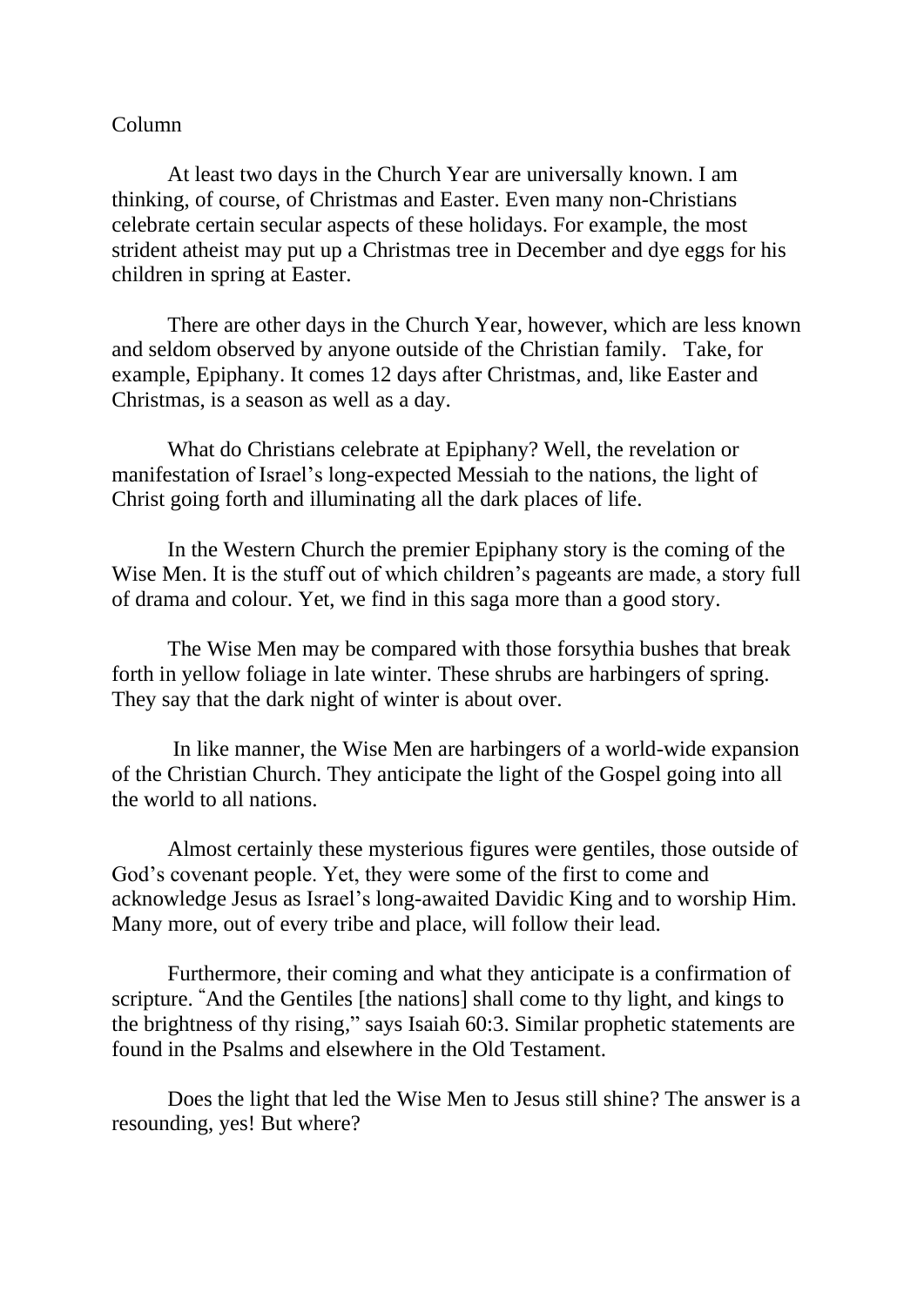Column

At least two days in the Church Year are universally known. I am thinking, of course, of Christmas and Easter. Even many non-Christians celebrate certain secular aspects of these holidays. For example, the most strident atheist may put up a Christmas tree in December and dye eggs for his children in spring at Easter.

There are other days in the Church Year, however, which are less known and seldom observed by anyone outside of the Christian family. Take, for example, Epiphany. It comes 12 days after Christmas, and, like Easter and Christmas, is a season as well as a day.

What do Christians celebrate at Epiphany? Well, the revelation or manifestation of Israel's long-expected Messiah to the nations, the light of Christ going forth and illuminating all the dark places of life.

In the Western Church the premier Epiphany story is the coming of the Wise Men. It is the stuff out of which children's pageants are made, a story full of drama and colour. Yet, we find in this saga more than a good story.

The Wise Men may be compared with those forsythia bushes that break forth in yellow foliage in late winter. These shrubs are harbingers of spring. They say that the dark night of winter is about over.

In like manner, the Wise Men are harbingers of a world-wide expansion of the Christian Church. They anticipate the light of the Gospel going into all the world to all nations.

Almost certainly these mysterious figures were gentiles, those outside of God's covenant people. Yet, they were some of the first to come and acknowledge Jesus as Israel's long-awaited Davidic King and to worship Him. Many more, out of every tribe and place, will follow their lead.

Furthermore, their coming and what they anticipate is a confirmation of scripture. "And the Gentiles [the nations] shall come to thy light, and kings to the brightness of thy rising," says Isaiah 60:3. Similar prophetic statements are found in the Psalms and elsewhere in the Old Testament.

Does the light that led the Wise Men to Jesus still shine? The answer is a resounding, yes! But where?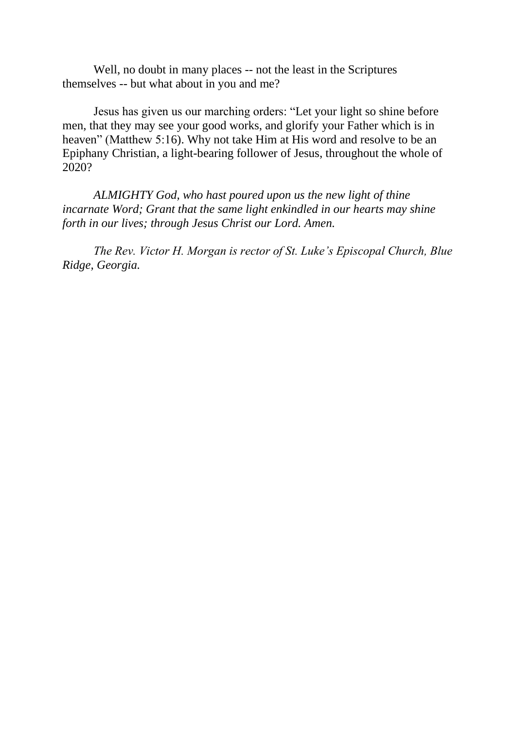Well, no doubt in many places -- not the least in the Scriptures themselves -- but what about in you and me?

Jesus has given us our marching orders: "Let your light so shine before men, that they may see your good works, and glorify your Father which is in heaven" (Matthew 5:16). Why not take Him at His word and resolve to be an Epiphany Christian, a light-bearing follower of Jesus, throughout the whole of 2020?

*ALMIGHTY God, who hast poured upon us the new light of thine incarnate Word; Grant that the same light enkindled in our hearts may shine forth in our lives; through Jesus Christ our Lord. Amen.*

*The Rev. Victor H. Morgan is rector of St. Luke's Episcopal Church, Blue Ridge, Georgia.*